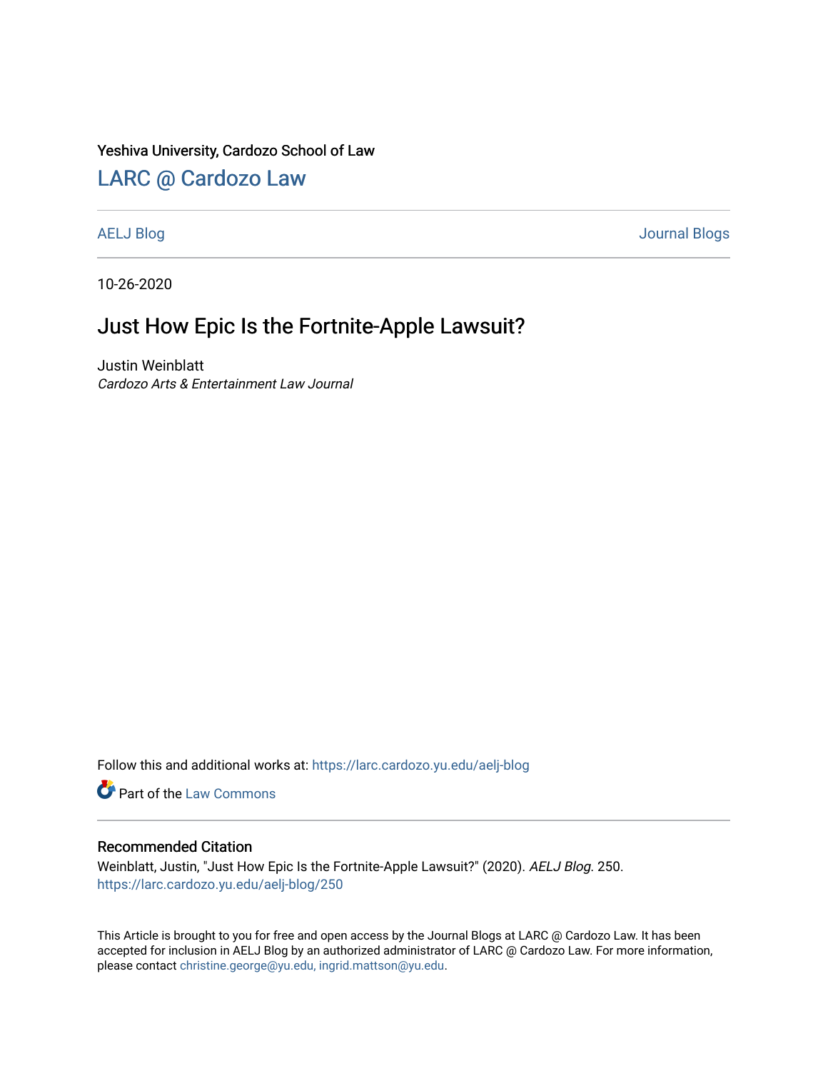Yeshiva University, Cardozo School of Law

## LARC @ Cardozo Law

AELJ Blog

Journal Blogs

10-26-2020

# Just How Epic Is the Fortnite-Apple Lawsuit?

Justin Weinblatt

*Cardozo Arts & Entertainment Law Journal*

Follow this and additional works at: https://larc.cardozo.yu.edu/aelj-blog

Part of the Law Commons

### Recommended Citation

Weinblatt, Justin, "Just How Epic Is the Fortnite-Apple Lawsuit?" (2020). *AELJ Blog*. 250.
https://larc.cardozo.yu.edu/aelj-blog/250

This Article is brought to you for free and open access by the Journal Blogs at LARC @ Cardozo Law. It has been accepted for inclusion in AELJ Blog by an authorized administrator of LARC @ Cardozo Law. For more information, please contact christine.george@yu.edu, ingrid.mattson@yu.edu.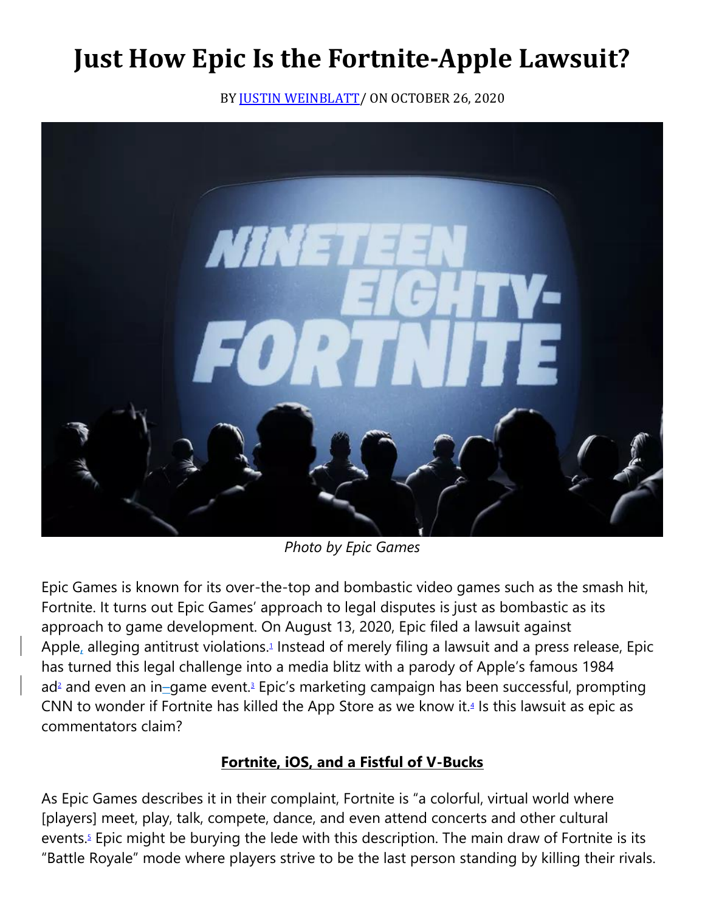# Just How Epic Is the Fortnite-Apple Lawsuit?

BY JUSTIN WEINBLATT / ON OCTOBER 26, 2020

*Photo by Epic Games*

Epic Games is known for its over-the-top and bombastic video games such as the smash hit, Fortnite. It turns out Epic Games' approach to legal disputes is just as bombastic as its approach to game development. On August 13, 2020, Epic filed a lawsuit against Apple, alleging antitrust violations.[1] Instead of merely filing a lawsuit and a press release, Epic has turned this legal challenge into a media blitz with a parody of Apple's famous 1984 ad[2] and even an in-game event.[3] Epic's marketing campaign has been successful, prompting CNN to wonder if Fortnite has killed the App Store as we know it.[4] Is this lawsuit as epic as commentators claim?

## **Fortnite, iOS, and a Fistful of V-Bucks**

As Epic Games describes it in their complaint, Fortnite is "a colorful, virtual world where [players] meet, play, talk, compete, dance, and even attend concerts and other cultural events.[5] Epic might be burying the lede with this description. The main draw of Fortnite is its "Battle Royale" mode where players strive to be the last person standing by killing their rivals.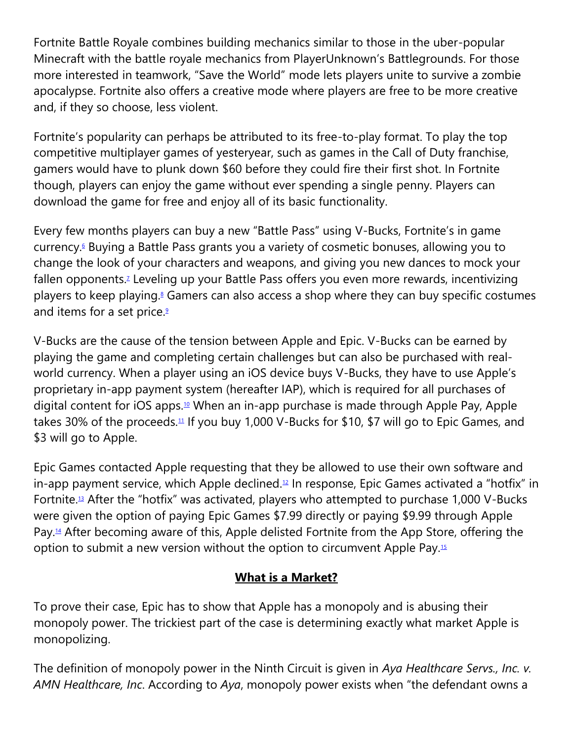Fortnite Battle Royale combines building mechanics similar to those in the uber-popular Minecraft with the battle royale mechanics from PlayerUnknown's Battlegrounds. For those more interested in teamwork, "Save the World" mode lets players unite to survive a zombie apocalypse. Fortnite also offers a creative mode where players are free to be more creative and, if they so choose, less violent.

Fortnite's popularity can perhaps be attributed to its free-to-play format. To play the top competitive multiplayer games of yesteryear, such as games in the Call of Duty franchise, gamers would have to plunk down $60 before they could fire their first shot. In Fortnite though, players can enjoy the game without ever spending a single penny. Players can download the game for free and enjoy all of its basic functionality.

Every few months players can buy a new "Battle Pass" using V-Bucks, Fortnite's in game currency.[6] Buying a Battle Pass grants you a variety of cosmetic bonuses, allowing you to change the look of your characters and weapons, and giving you new dances to mock your fallen opponents.[7] Leveling up your Battle Pass offers you even more rewards, incentivizing players to keep playing.[8] Gamers can also access a shop where they can buy specific costumes and items for a set price.[9]

V-Bucks are the cause of the tension between Apple and Epic. V-Bucks can be earned by playing the game and completing certain challenges but can also be purchased with real-world currency. When a player using an iOS device buys V-Bucks, they have to use Apple's proprietary in-app payment system (hereafter IAP), which is required for all purchases of digital content for iOS apps.[10] When an in-app purchase is made through Apple Pay, Apple takes 30% of the proceeds.[11] If you buy 1,000 V-Bucks for $10, $7 will go to Epic Games, and $3 will go to Apple.

Epic Games contacted Apple requesting that they be allowed to use their own software and in-app payment service, which Apple declined.[12] In response, Epic Games activated a "hotfix" in Fortnite.[13] After the "hotfix" was activated, players who attempted to purchase 1,000 V-Bucks were given the option of paying Epic Games $7.99 directly or paying $9.99 through Apple Pay.[14] After becoming aware of this, Apple delisted Fortnite from the App Store, offering the option to submit a new version without the option to circumvent Apple Pay.[15]

## **What is a Market?**

To prove their case, Epic has to show that Apple has a monopoly and is abusing their monopoly power. The trickiest part of the case is determining exactly what market Apple is monopolizing.

The definition of monopoly power in the Ninth Circuit is given in *Aya Healthcare Servs., Inc. v. AMN Healthcare, Inc*. According to *Aya*, monopoly power exists when "the defendant owns a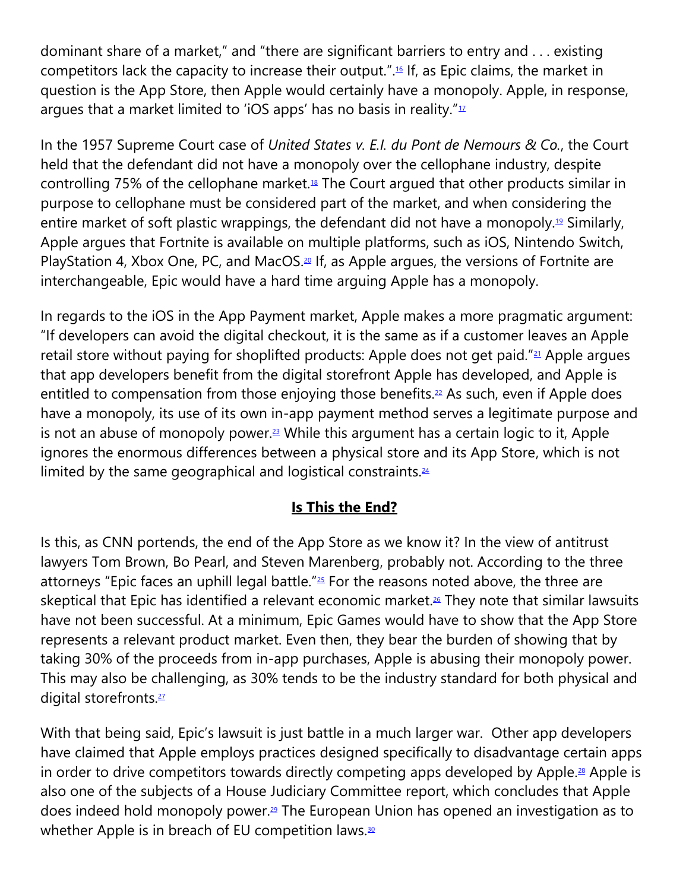dominant share of a market," and "there are significant barriers to entry and . . . existing competitors lack the capacity to increase their output.".[16] If, as Epic claims, the market in question is the App Store, then Apple would certainly have a monopoly. Apple, in response, argues that a market limited to 'iOS apps' has no basis in reality."[17]

In the 1957 Supreme Court case of *United States v. E.I. du Pont de Nemours & Co.*, the Court held that the defendant did not have a monopoly over the cellophane industry, despite controlling 75% of the cellophane market.[18] The Court argued that other products similar in purpose to cellophane must be considered part of the market, and when considering the entire market of soft plastic wrappings, the defendant did not have a monopoly.[19] Similarly, Apple argues that Fortnite is available on multiple platforms, such as iOS, Nintendo Switch, PlayStation 4, Xbox One, PC, and MacOS.[20] If, as Apple argues, the versions of Fortnite are interchangeable, Epic would have a hard time arguing Apple has a monopoly.

In regards to the iOS in the App Payment market, Apple makes a more pragmatic argument: "If developers can avoid the digital checkout, it is the same as if a customer leaves an Apple retail store without paying for shoplifted products: Apple does not get paid."[21] Apple argues that app developers benefit from the digital storefront Apple has developed, and Apple is entitled to compensation from those enjoying those benefits.[22] As such, even if Apple does have a monopoly, its use of its own in-app payment method serves a legitimate purpose and is not an abuse of monopoly power.[23] While this argument has a certain logic to it, Apple ignores the enormous differences between a physical store and its App Store, which is not limited by the same geographical and logistical constraints.[24]

## **Is This the End?**

Is this, as CNN portends, the end of the App Store as we know it? In the view of antitrust lawyers Tom Brown, Bo Pearl, and Steven Marenberg, probably not. According to the three attorneys "Epic faces an uphill legal battle."[25] For the reasons noted above, the three are skeptical that Epic has identified a relevant economic market.[26] They note that similar lawsuits have not been successful. At a minimum, Epic Games would have to show that the App Store represents a relevant product market. Even then, they bear the burden of showing that by taking 30% of the proceeds from in-app purchases, Apple is abusing their monopoly power. This may also be challenging, as 30% tends to be the industry standard for both physical and digital storefronts.[27]

With that being said, Epic's lawsuit is just battle in a much larger war. Other app developers have claimed that Apple employs practices designed specifically to disadvantage certain apps in order to drive competitors towards directly competing apps developed by Apple.[28] Apple is also one of the subjects of a House Judiciary Committee report, which concludes that Apple does indeed hold monopoly power.[29] The European Union has opened an investigation as to whether Apple is in breach of EU competition laws.[30]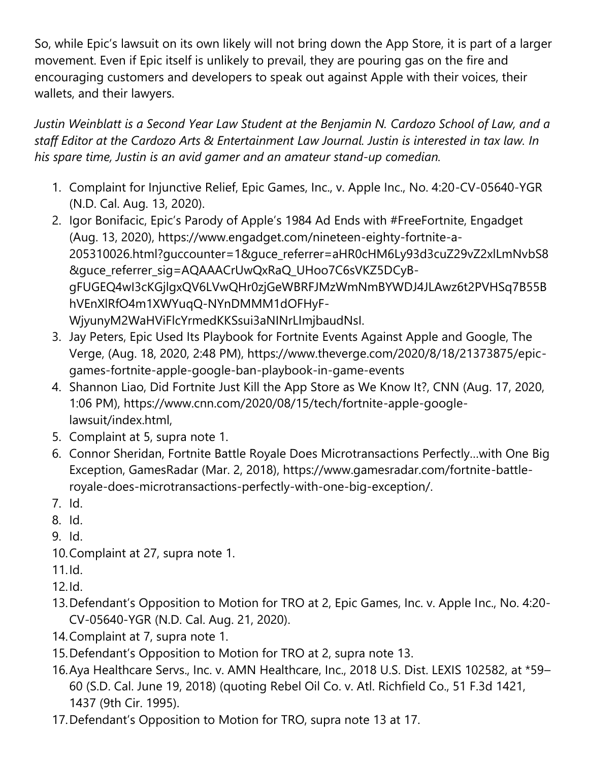So, while Epic's lawsuit on its own likely will not bring down the App Store, it is part of a larger movement. Even if Epic itself is unlikely to prevail, they are pouring gas on the fire and encouraging customers and developers to speak out against Apple with their voices, their wallets, and their lawyers.

*Justin Weinblatt is a Second Year Law Student at the Benjamin N. Cardozo School of Law, and a staff Editor at the Cardozo Arts & Entertainment Law Journal. Justin is interested in tax law. In his spare time, Justin is an avid gamer and an amateur stand-up comedian.*

1. Complaint for Injunctive Relief, Epic Games, Inc., v. Apple Inc., No. 4:20-CV-05640-YGR (N.D. Cal. Aug. 13, 2020).
2. Igor Bonifacic, Epic's Parody of Apple's 1984 Ad Ends with #FreeFortnite, Engadget (Aug. 13, 2020), https://www.engadget.com/nineteen-eighty-fortnite-a-205310026.html?guccounter=1&guce_referrer=aHR0cHM6Ly93d3cuZ29vZ2xlLmNvbS8&guce_referrer_sig=AQAAACrUwQxRaQ_UHoo7C6sVKZ5DCyB-gFUGEQ4wI3cKGjlgxQV6LVwQHr0zjGeWBRFJMzWmNmBYWDJ4JLAwz6t2PVHSq7B55BhVEnXlRfO4m1XWYuqQ-NYnDMMM1dOFHyF-WjyunyM2WaHViFlcYrmedKKSsui3aNINrLImjbaudNsI.
3. Jay Peters, Epic Used Its Playbook for Fortnite Events Against Apple and Google, The Verge, (Aug. 18, 2020, 2:48 PM), https://www.theverge.com/2020/8/18/21373875/epic-games-fortnite-apple-google-ban-playbook-in-game-events
4. Shannon Liao, Did Fortnite Just Kill the App Store as We Know It?, CNN (Aug. 17, 2020, 1:06 PM), https://www.cnn.com/2020/08/15/tech/fortnite-apple-google-lawsuit/index.html,
5. Complaint at 5, supra note 1.
6. Connor Sheridan, Fortnite Battle Royale Does Microtransactions Perfectly…with One Big Exception, GamesRadar (Mar. 2, 2018), https://www.gamesradar.com/fortnite-battle-royale-does-microtransactions-perfectly-with-one-big-exception/.
7. Id.
8. Id.
9. Id.
10. Complaint at 27, supra note 1.
11. Id.
12. Id.
13. Defendant's Opposition to Motion for TRO at 2, Epic Games, Inc. v. Apple Inc., No. 4:20-CV-05640-YGR (N.D. Cal. Aug. 21, 2020).
14. Complaint at 7, supra note 1.
15. Defendant's Opposition to Motion for TRO at 2, supra note 13.
16. Aya Healthcare Servs., Inc. v. AMN Healthcare, Inc., 2018 U.S. Dist. LEXIS 102582, at *59–60 (S.D. Cal. June 19, 2018) (quoting Rebel Oil Co. v. Atl. Richfield Co., 51 F.3d 1421, 1437 (9th Cir. 1995).
17. Defendant's Opposition to Motion for TRO, supra note 13 at 17.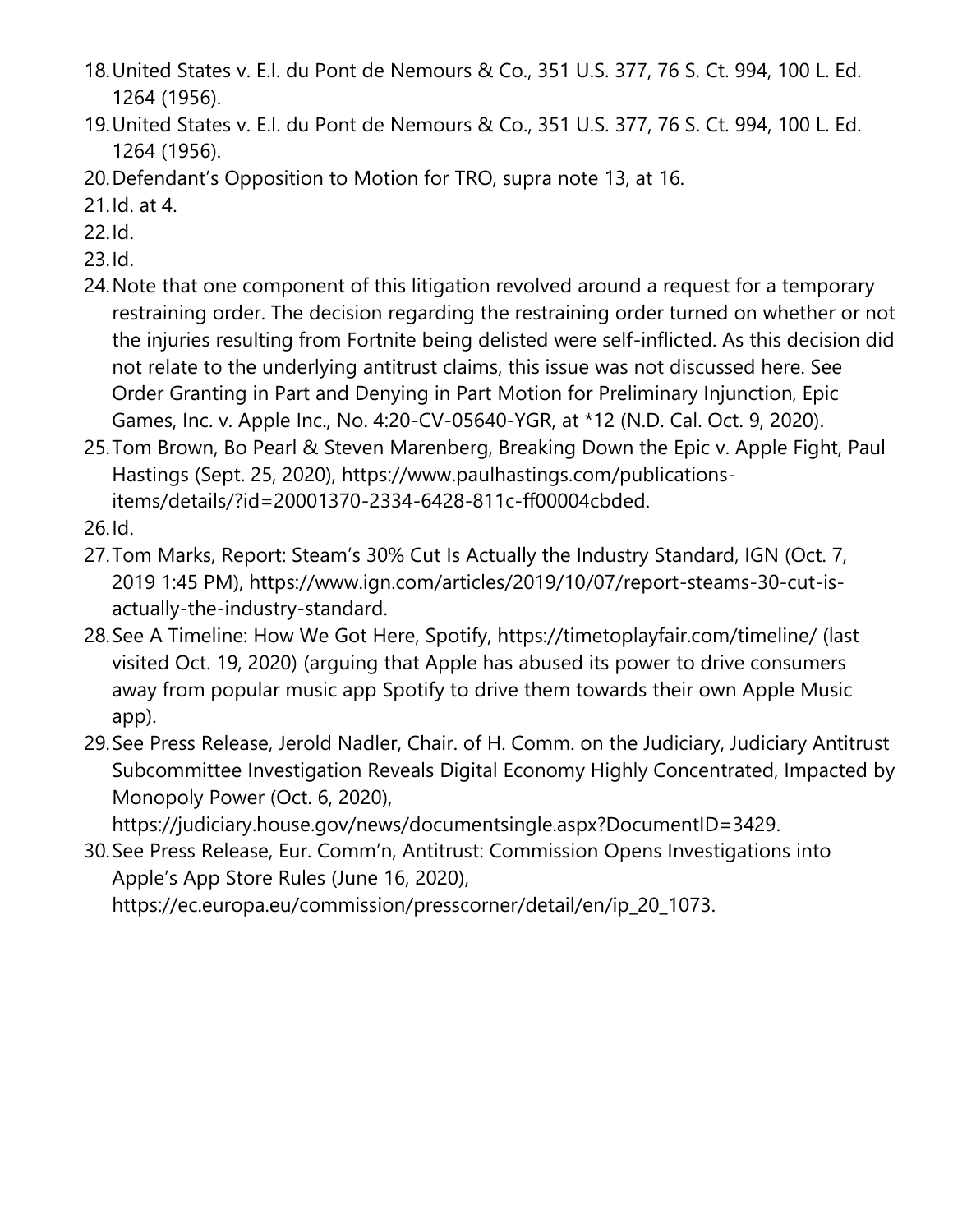18. United States v. E.I. du Pont de Nemours & Co., 351 U.S. 377, 76 S. Ct. 994, 100 L. Ed. 1264 (1956).
19. United States v. E.I. du Pont de Nemours & Co., 351 U.S. 377, 76 S. Ct. 994, 100 L. Ed. 1264 (1956).
20. Defendant's Opposition to Motion for TRO, supra note 13, at 16.
21. Id. at 4.
22. Id.
23. Id.
24. Note that one component of this litigation revolved around a request for a temporary restraining order. The decision regarding the restraining order turned on whether or not the injuries resulting from Fortnite being delisted were self-inflicted. As this decision did not relate to the underlying antitrust claims, this issue was not discussed here. See Order Granting in Part and Denying in Part Motion for Preliminary Injunction, Epic Games, Inc. v. Apple Inc., No. 4:20-CV-05640-YGR, at *12 (N.D. Cal. Oct. 9, 2020).
25. Tom Brown, Bo Pearl & Steven Marenberg, Breaking Down the Epic v. Apple Fight, Paul Hastings (Sept. 25, 2020), https://www.paulhastings.com/publications-items/details/?id=20001370-2334-6428-811c-ff00004cbded.
26. Id.
27. Tom Marks, Report: Steam's 30% Cut Is Actually the Industry Standard, IGN (Oct. 7, 2019 1:45 PM), https://www.ign.com/articles/2019/10/07/report-steams-30-cut-is-actually-the-industry-standard.
28. See A Timeline: How We Got Here, Spotify, https://timetoplayfair.com/timeline/ (last visited Oct. 19, 2020) (arguing that Apple has abused its power to drive consumers away from popular music app Spotify to drive them towards their own Apple Music app).
29. See Press Release, Jerold Nadler, Chair. of H. Comm. on the Judiciary, Judiciary Antitrust Subcommittee Investigation Reveals Digital Economy Highly Concentrated, Impacted by Monopoly Power (Oct. 6, 2020), https://judiciary.house.gov/news/documentsingle.aspx?DocumentID=3429.
30. See Press Release, Eur. Comm'n, Antitrust: Commission Opens Investigations into Apple's App Store Rules (June 16, 2020), https://ec.europa.eu/commission/presscorner/detail/en/ip_20_1073.